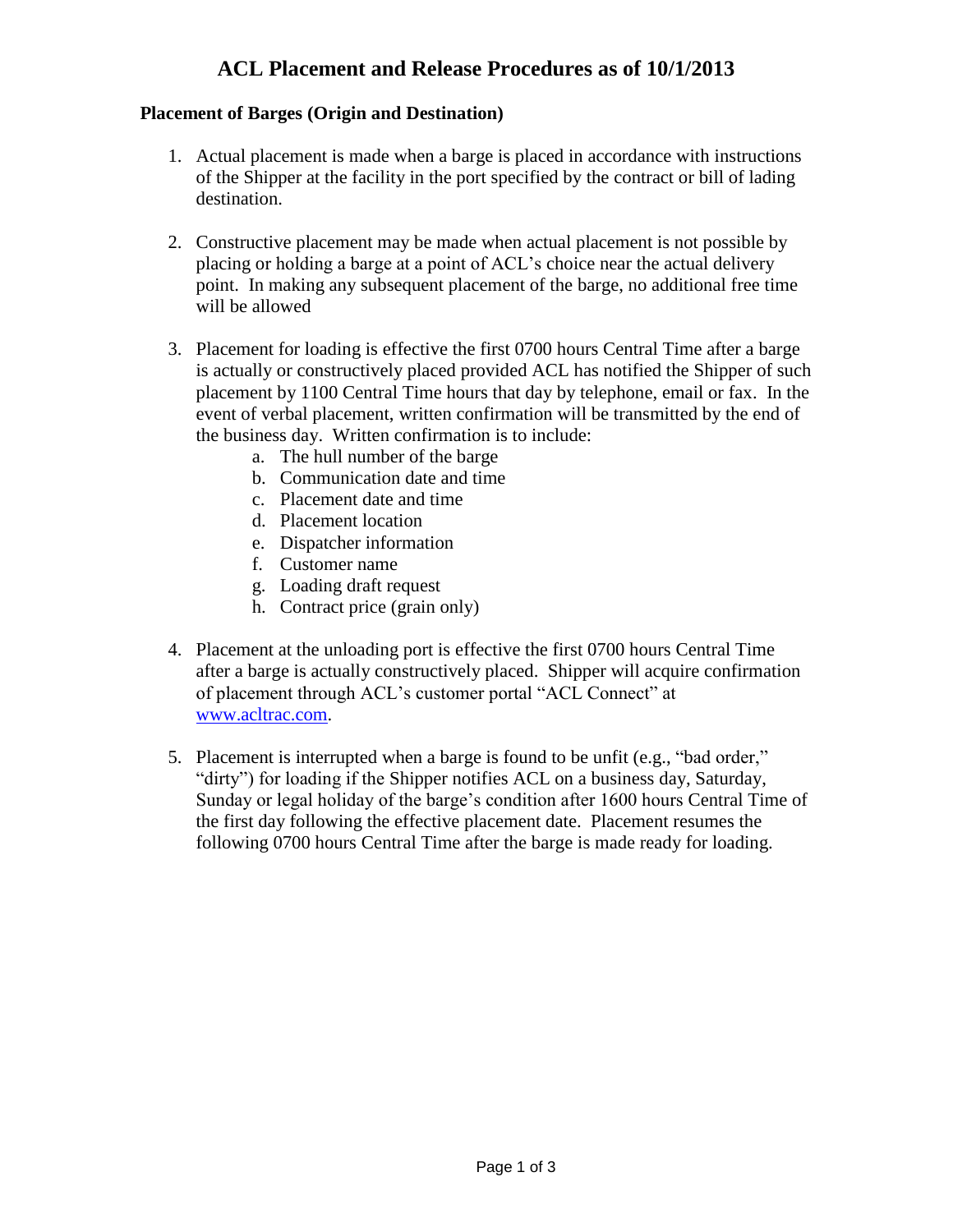# ACL Placement and Release Procedures as of 10/1/2013

## Placement of Barges (Origin and Destination)

1. Actual placement is made when a barge is placed in accordance with instructions of the Shipper at the facility in the port specified by the contract or bill of lading destination.

2. Constructive placement may be made when actual placement is not possible by placing or holding a barge at a point of ACL's choice near the actual delivery point. In making any subsequent placement of the barge, no additional free time will be allowed

3. Placement for loading is effective the first 0700 hours Central Time after a barge is actually or constructively placed provided ACL has notified the Shipper of such placement by 1100 Central Time hours that day by telephone, email or fax. In the event of verbal placement, written confirmation will be transmitted by the end of the business day. Written confirmation is to include:
   a. The hull number of the barge
   b. Communication date and time
   c. Placement date and time
   d. Placement location
   e. Dispatcher information
   f. Customer name
   g. Loading draft request
   h. Contract price (grain only)

4. Placement at the unloading port is effective the first 0700 hours Central Time after a barge is actually constructively placed. Shipper will acquire confirmation of placement through ACL's customer portal "ACL Connect" at [www.acltrac.com](http://www.acltrac.com).

5. Placement is interrupted when a barge is found to be unfit (e.g., "bad order," "dirty") for loading if the Shipper notifies ACL on a business day, Saturday, Sunday or legal holiday of the barge's condition after 1600 hours Central Time of the first day following the effective placement date. Placement resumes the following 0700 hours Central Time after the barge is made ready for loading.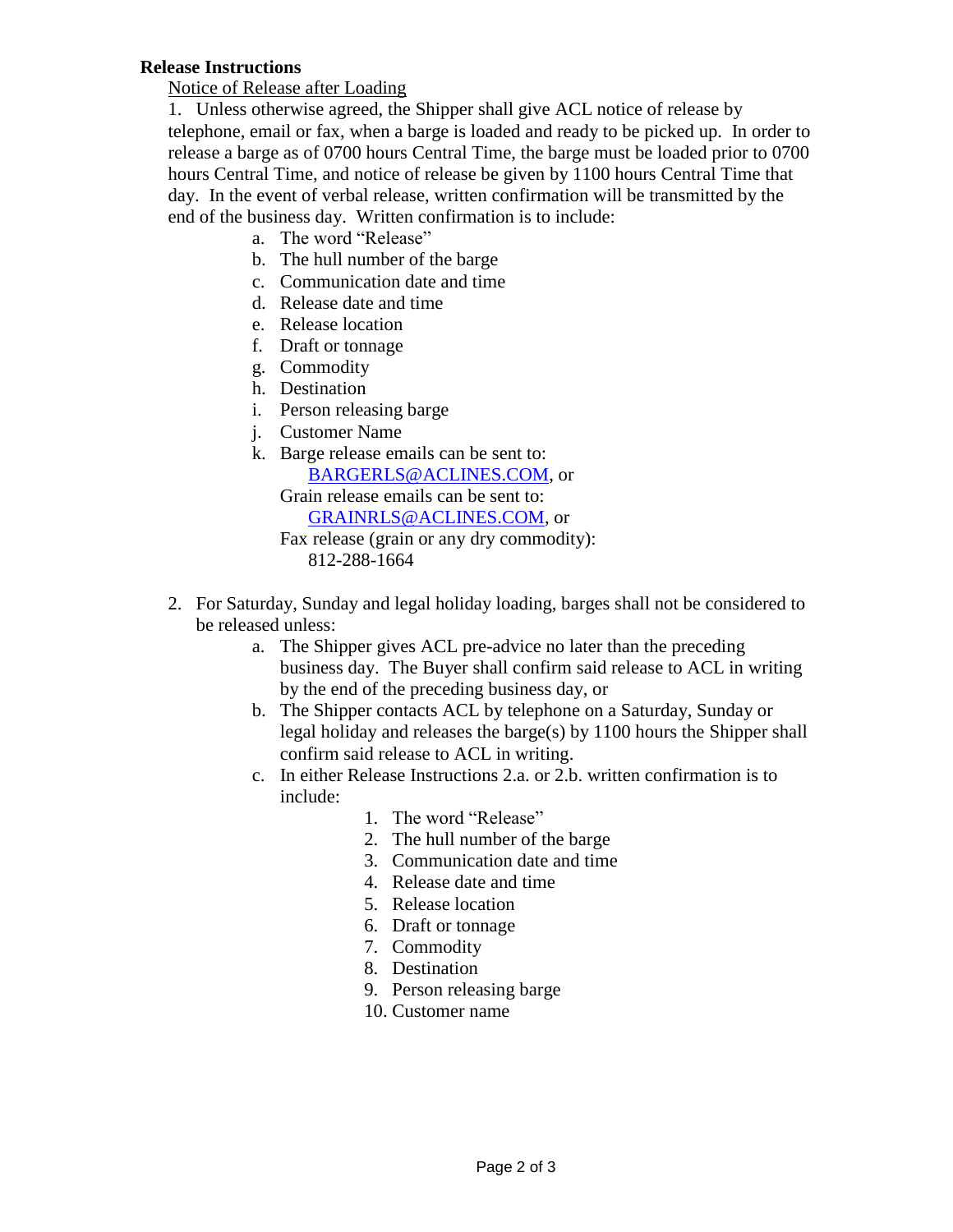**Release Instructions**

Notice of Release after Loading

1. Unless otherwise agreed, the Shipper shall give ACL notice of release by telephone, email or fax, when a barge is loaded and ready to be picked up. In order to release a barge as of 0700 hours Central Time, the barge must be loaded prior to 0700 hours Central Time, and notice of release be given by 1100 hours Central Time that day. In the event of verbal release, written confirmation will be transmitted by the end of the business day. Written confirmation is to include:
    a. The word "Release"
    b. The hull number of the barge
    c. Communication date and time
    d. Release date and time
    e. Release location
    f. Draft or tonnage
    g. Commodity
    h. Destination
    i. Person releasing barge
    j. Customer Name
    k. Barge release emails can be sent to:
        BARGERLS@ACLINES.COM, or
        Grain release emails can be sent to:
        GRAINRLS@ACLINES.COM, or
        Fax release (grain or any dry commodity):
        812-288-1664

2. For Saturday, Sunday and legal holiday loading, barges shall not be considered to be released unless:
    a. The Shipper gives ACL pre-advice no later than the preceding business day. The Buyer shall confirm said release to ACL in writing by the end of the preceding business day, or
    b. The Shipper contacts ACL by telephone on a Saturday, Sunday or legal holiday and releases the barge(s) by 1100 hours the Shipper shall confirm said release to ACL in writing.
    c. In either Release Instructions 2.a. or 2.b. written confirmation is to include:
        1. The word "Release"
        2. The hull number of the barge
        3. Communication date and time
        4. Release date and time
        5. Release location
        6. Draft or tonnage
        7. Commodity
        8. Destination
        9. Person releasing barge
        10. Customer name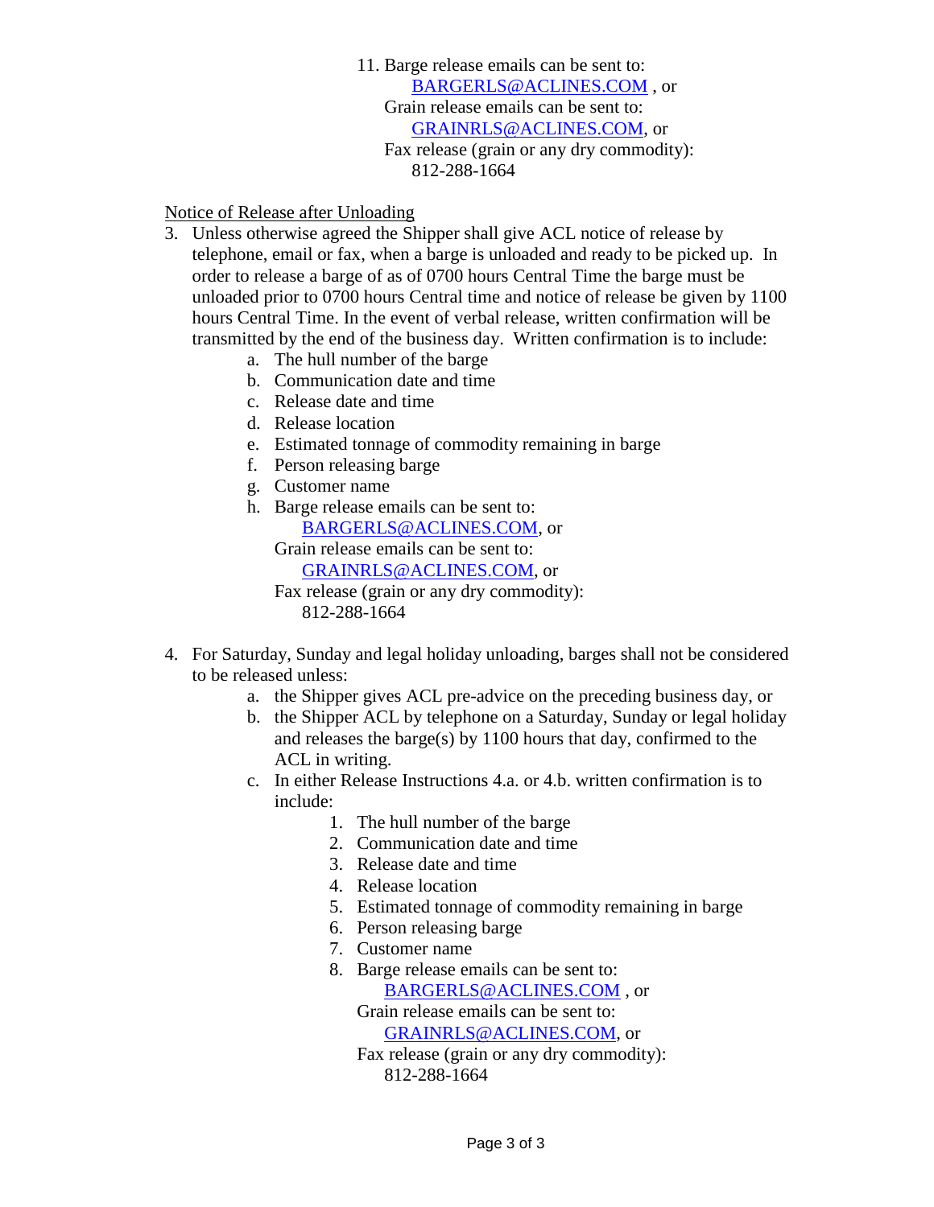11. Barge release emails can be sent to:
    BARGERLS@ACLINES.COM , or
    Grain release emails can be sent to:
    GRAINRLS@ACLINES.COM, or
    Fax release (grain or any dry commodity):
    812-288-1664

Notice of Release after Unloading

3. Unless otherwise agreed the Shipper shall give ACL notice of release by telephone, email or fax, when a barge is unloaded and ready to be picked up. In order to release a barge of as of 0700 hours Central Time the barge must be unloaded prior to 0700 hours Central time and notice of release be given by 1100 hours Central Time. In the event of verbal release, written confirmation will be transmitted by the end of the business day. Written confirmation is to include:
    a. The hull number of the barge
    b. Communication date and time
    c. Release date and time
    d. Release location
    e. Estimated tonnage of commodity remaining in barge
    f. Person releasing barge
    g. Customer name
    h. Barge release emails can be sent to:
       BARGERLS@ACLINES.COM, or
       Grain release emails can be sent to:
       GRAINRLS@ACLINES.COM, or
       Fax release (grain or any dry commodity):
       812-288-1664

4. For Saturday, Sunday and legal holiday unloading, barges shall not be considered to be released unless:
    a. the Shipper gives ACL pre-advice on the preceding business day, or
    b. the Shipper ACL by telephone on a Saturday, Sunday or legal holiday and releases the barge(s) by 1100 hours that day, confirmed to the ACL in writing.
    c. In either Release Instructions 4.a. or 4.b. written confirmation is to include:
        1. The hull number of the barge
        2. Communication date and time
        3. Release date and time
        4. Release location
        5. Estimated tonnage of commodity remaining in barge
        6. Person releasing barge
        7. Customer name
        8. Barge release emails can be sent to:
           BARGERLS@ACLINES.COM , or
           Grain release emails can be sent to:
           GRAINRLS@ACLINES.COM, or
           Fax release (grain or any dry commodity):
           812-288-1664